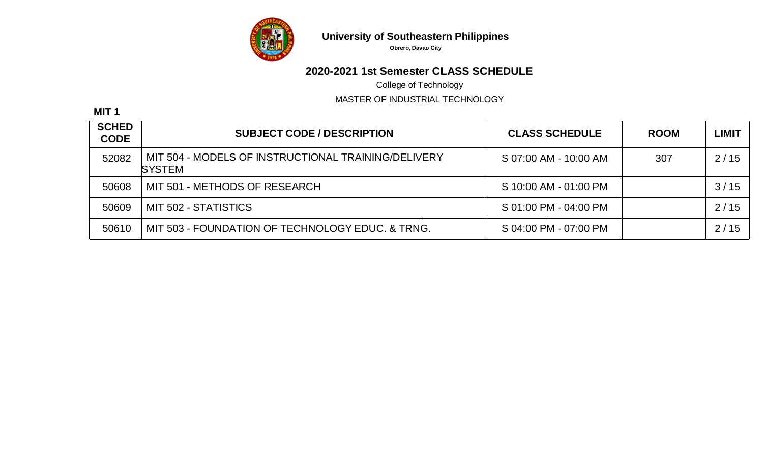**University of Southeastern Philippines**

**Obrero, Davao City**

## 2020-2021 1st Semester CLASS SCHEDULE

College of Technology

MASTER OF INDUSTRIAL TECHNOLOGY

**MIT 1**

| SCHED CODE | SUBJECT CODE / DESCRIPTION | CLASS SCHEDULE | ROOM | LIMIT |
|---|---|---|---|---|
| 52082 | MIT 504 - MODELS OF INSTRUCTIONAL TRAINING/DELIVERY SYSTEM | S 07:00 AM - 10:00 AM | 307 | 2 / 15 |
| 50608 | MIT 501 - METHODS OF RESEARCH | S 10:00 AM - 01:00 PM | | 3 / 15 |
| 50609 | MIT 502 - STATISTICS | S 01:00 PM - 04:00 PM | | 2 / 15 |
| 50610 | MIT 503 - FOUNDATION OF TECHNOLOGY EDUC. & TRNG. | S 04:00 PM - 07:00 PM | | 2 / 15 |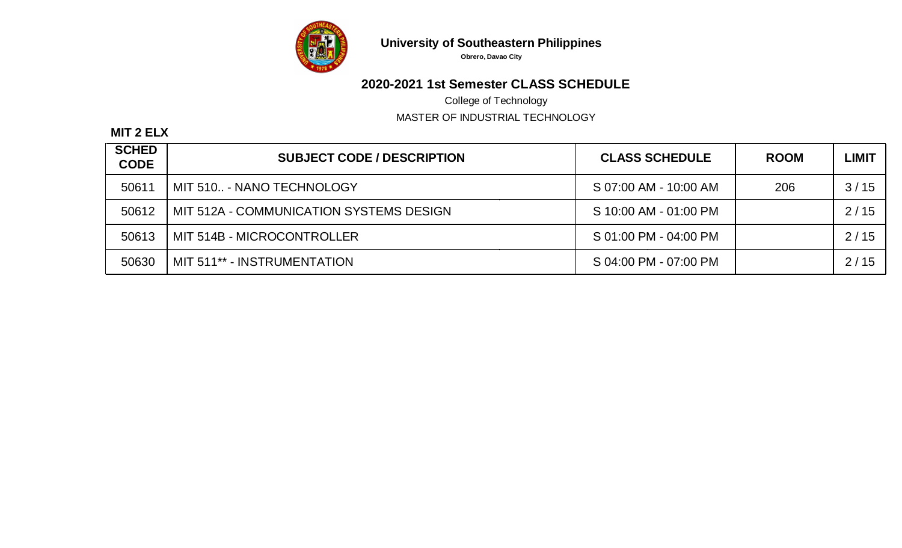**University of Southeastern Philippines**

**Obrero, Davao City**

## 2020-2021 1st Semester CLASS SCHEDULE

College of Technology

MASTER OF INDUSTRIAL TECHNOLOGY

**MIT 2 ELX**

| SCHED CODE | SUBJECT CODE / DESCRIPTION | CLASS SCHEDULE | ROOM | LIMIT |
|---|---|---|---|---|
| 50611 | MIT 510.. - NANO TECHNOLOGY | S 07:00 AM - 10:00 AM | 206 | 3 / 15 |
| 50612 | MIT 512A - COMMUNICATION SYSTEMS DESIGN | S 10:00 AM - 01:00 PM | | 2 / 15 |
| 50613 | MIT 514B - MICROCONTROLLER | S 01:00 PM - 04:00 PM | | 2 / 15 |
| 50630 | MIT 511** - INSTRUMENTATION | S 04:00 PM - 07:00 PM | | 2 / 15 |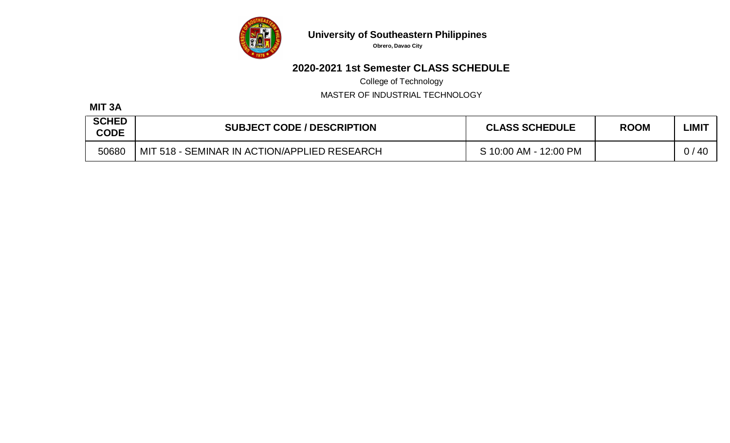# University of Southeastern Philippines

**Obrero, Davao City**

## 2020-2021 1st Semester CLASS SCHEDULE

College of Technology

MASTER OF INDUSTRIAL TECHNOLOGY

**MIT 3A**

| SCHED CODE | SUBJECT CODE / DESCRIPTION | CLASS SCHEDULE | ROOM | LIMIT |
|---|---|---|---|---|
| 50680 | MIT 518 - SEMINAR IN ACTION/APPLIED RESEARCH | S 10:00 AM - 12:00 PM | | 0 / 40 |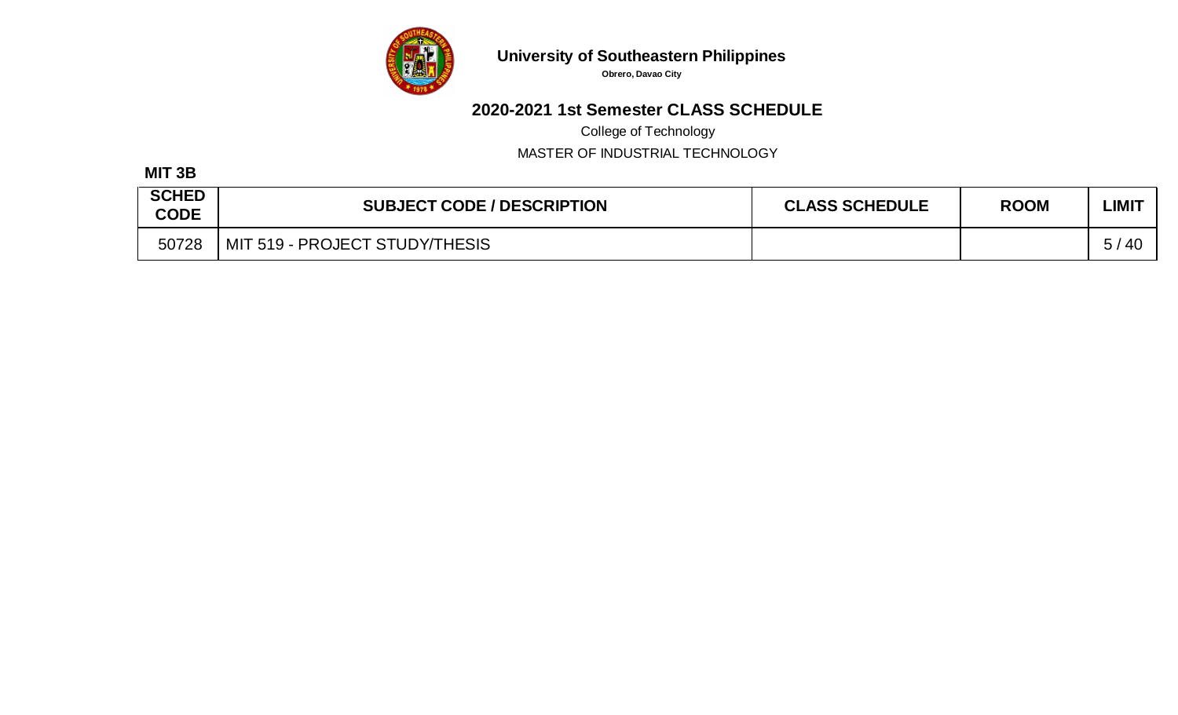**University of Southeastern Philippines**

**Obrero, Davao City**

## 2020-2021 1st Semester CLASS SCHEDULE

College of Technology

MASTER OF INDUSTRIAL TECHNOLOGY

**MIT 3B**

| SCHED CODE | SUBJECT CODE / DESCRIPTION | CLASS SCHEDULE | ROOM | LIMIT |
|---|---|---|---|---|
| 50728 | MIT 519 - PROJECT STUDY/THESIS | | | 5 / 40 |